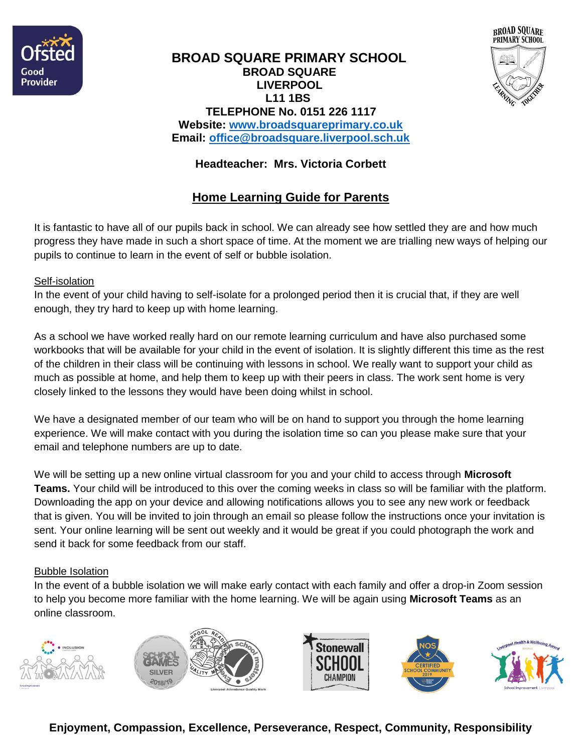# BROAD SQUARE PRIMARY SCHOOL

**BROAD SQUARE**
**LIVERPOOL**
**L11 1BS**
**TELEPHONE No. 0151 226 1117**
**Website: www.broadsquareprimary.co.uk**
**Email: office@broadsquare.liverpool.sch.uk**

**Headteacher: Mrs. Victoria Corbett**

## Home Learning Guide for Parents

It is fantastic to have all of our pupils back in school. We can already see how settled they are and how much progress they have made in such a short space of time. At the moment we are trialling new ways of helping our pupils to continue to learn in the event of self or bubble isolation.

### Self-isolation

In the event of your child having to self-isolate for a prolonged period then it is crucial that, if they are well enough, they try hard to keep up with home learning.

As a school we have worked really hard on our remote learning curriculum and have also purchased some workbooks that will be available for your child in the event of isolation. It is slightly different this time as the rest of the children in their class will be continuing with lessons in school. We really want to support your child as much as possible at home, and help them to keep up with their peers in class. The work sent home is very closely linked to the lessons they would have been doing whilst in school.

We have a designated member of our team who will be on hand to support you through the home learning experience. We will make contact with you during the isolation time so can you please make sure that your email and telephone numbers are up to date.

We will be setting up a new online virtual classroom for you and your child to access through **Microsoft Teams.** Your child will be introduced to this over the coming weeks in class so will be familiar with the platform. Downloading the app on your device and allowing notifications allows you to see any new work or feedback that is given. You will be invited to join through an email so please follow the instructions once your invitation is sent. Your online learning will be sent out weekly and it would be great if you could photograph the work and send it back for some feedback from our staff.

### Bubble Isolation

In the event of a bubble isolation we will make early contact with each family and offer a drop-in Zoom session to help you become more familiar with the home learning. We will be again using **Microsoft Teams** as an online classroom.

**Enjoyment, Compassion, Excellence, Perseverance, Respect, Community, Responsibility**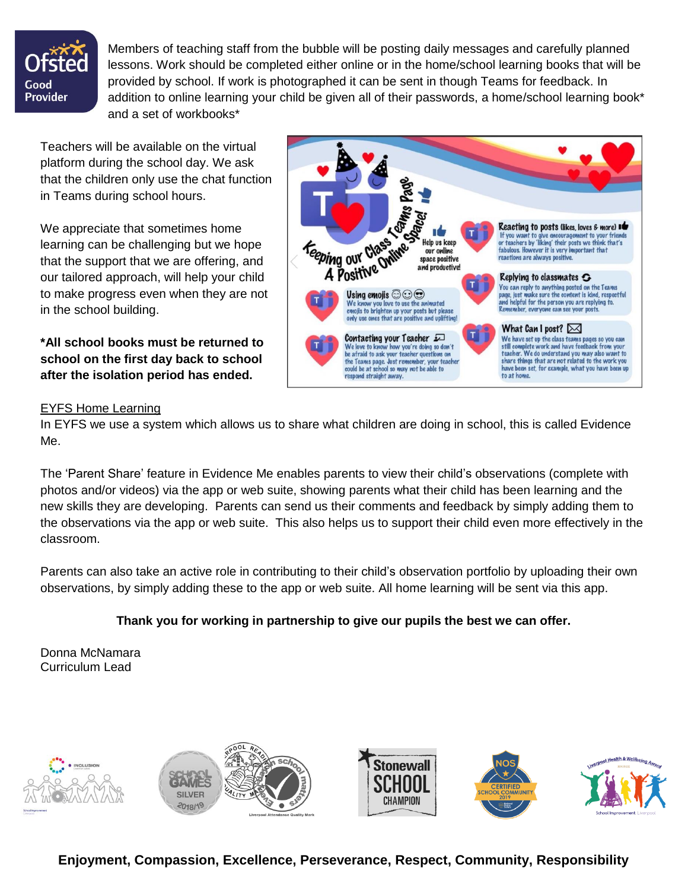Members of teaching staff from the bubble will be posting daily messages and carefully planned lessons. Work should be completed either online or in the home/school learning books that will be provided by school. If work is photographed it can be sent in though Teams for feedback. In addition to online learning your child be given all of their passwords, a home/school learning book* and a set of workbooks*

Teachers will be available on the virtual platform during the school day. We ask that the children only use the chat function in Teams during school hours.

We appreciate that sometimes home learning can be challenging but we hope that the support that we are offering, and our tailored approach, will help your child to make progress even when they are not in the school building.

**\*All school books must be returned to school on the first day back to school after the isolation period has ended.**

Keeping our Class Teams Page A Positive Online Space!

Help us keep our online space positive and productive!

Reacting to posts (likes, loves & more)
If you want to give encouragement to your friends or teachers by 'liking' their posts we think that's fabulous. However it is very important that reactions are always positive.

Replying to classmates
You can reply to anything posted on the Teams page, just make sure the content is kind, respectful and helpful for the person you are replying to. Remember, everyone can see your posts.

Using emojis
We know you love to use the animated emojis to brighten up your posts but please only use ones that are positive and uplifting!

Contacting your Teacher
We love to know how you're doing so don't be afraid to ask your teacher questions on the Teams page. Just remember, your teacher could be at school so may not be able to respond straight away.

What Can I post?
We have set up the class teams pages so you can still complete work and have feedback from your teacher. We do understand you may also want to share things that are not related to the work you have been set, for example, what you have been up to at home.

<u>EYFS Home Learning</u>

In EYFS we use a system which allows us to share what children are doing in school, this is called Evidence Me.

The 'Parent Share' feature in Evidence Me enables parents to view their child's observations (complete with photos and/or videos) via the app or web suite, showing parents what their child has been learning and the new skills they are developing. Parents can send us their comments and feedback by simply adding them to the observations via the app or web suite. This also helps us to support their child even more effectively in the classroom.

Parents can also take an active role in contributing to their child's observation portfolio by uploading their own observations, by simply adding these to the app or web suite. All home learning will be sent via this app.

**Thank you for working in partnership to give our pupils the best we can offer.**

Donna McNamara
Curriculum Lead

**Enjoyment, Compassion, Excellence, Perseverance, Respect, Community, Responsibility**